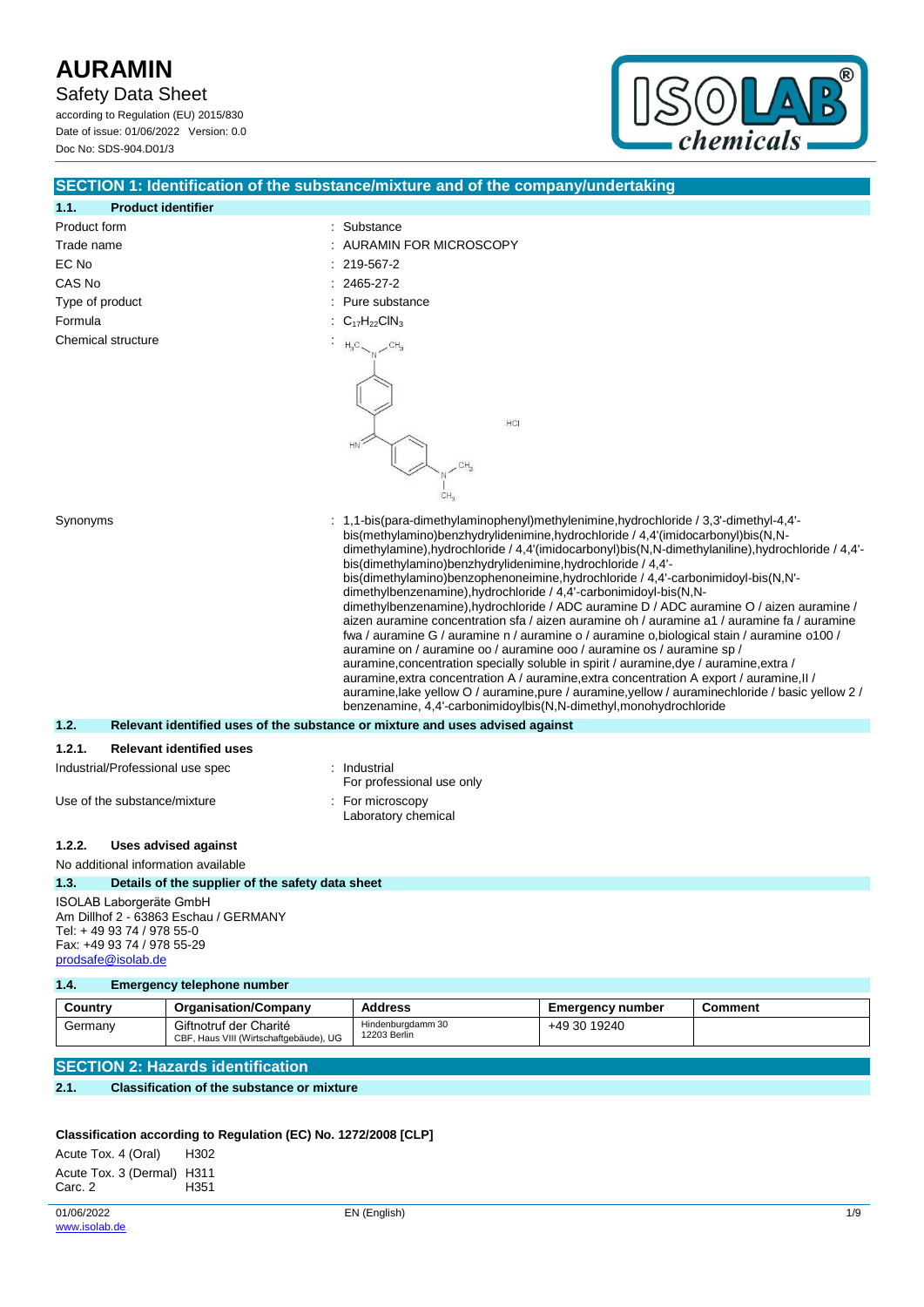# AURAMIN

Safety Data Sheet

according to Regulation (EU) 2015/830

Date of issue: 01/06/2022 Version: 0.0

Doc No: SDS-904.D01/3

## SECTION 1: Identification of the substance/mixture and of the company/undertaking

### 1.1. Product identifier

| | |
|---|---|
| Product form | : Substance |
| Trade name | : AURAMIN FOR MICROSCOPY |
| EC No | : 219-567-2 |
| CAS No | : 2465-27-2 |
| Type of product | : Pure substance |
| Formula | : $C_{17}H_{22}ClN_3$ |
| Chemical structure | : |

Synonyms : 1,1-bis(para-dimethylaminophenyl)methylenimine,hydrochloride / 3,3'-dimethyl-4,4'-bis(methylamino)benzhydrylidenimine,hydrochloride / 4,4'(imidocarbonyl)bis(N,N-dimethylamine),hydrochloride / 4,4'(imidocarbonyl)bis(N,N-dimethylaniline),hydrochloride / 4,4'-bis(dimethylamino)benzhydrylidenimine,hydrochloride / 4,4'-bis(dimethylamino)benzophenoneimine,hydrochloride / 4,4'-carbonimidoyl-bis(N,N'-dimethylbenzenamine),hydrochloride / 4,4'-carbonimidoyl-bis(N,N-dimethylbenzenamine),hydrochloride / ADC auramine D / ADC auramine O / aizen auramine / aizen auramine concentration sfa / aizen auramine oh / auramine a1 / auramine fa / auramine fwa / auramine G / auramine n / auramine o / auramine o,biological stain / auramine o100 / auramine on / auramine oo / auramine ooo / auramine os / auramine sp / auramine,concentration specially soluble in spirit / auramine,dye / auramine,extra / auramine,extra concentration A / auramine,extra concentration A export / auramine,II / auramine,lake yellow O / auramine,pure / auramine,yellow / auraminechloride / basic yellow 2 / benzenamine, 4,4'-carbonimidoylbis(N,N-dimethyl,monohydrochloride

### 1.2. Relevant identified uses of the substance or mixture and uses advised against

#### 1.2.1. Relevant identified uses

| | |
|---|---|
| Industrial/Professional use spec | : Industrial<br>For professional use only |
| Use of the substance/mixture | : For microscopy<br>Laboratory chemical |

#### 1.2.2. Uses advised against

No additional information available

### 1.3. Details of the supplier of the safety data sheet

ISOLAB Laborgeräte GmbH
Am Dillhof 2 - 63863 Eschau / GERMANY
Tel: + 49 93 74 / 978 55-0
Fax: +49 93 74 / 978 55-29
prodsafe@isolab.de

### 1.4. Emergency telephone number

| Country | Organisation/Company | Address | Emergency number | Comment |
|---|---|---|---|---|
| Germany | Giftnotruf der Charité<br>CBF, Haus VIII (Wirtschaftgebäude), UG | Hindenburgdamm 30<br>12203 Berlin | +49 30 19240 | |

## SECTION 2: Hazards identification

### 2.1. Classification of the substance or mixture

**Classification according to Regulation (EC) No. 1272/2008 [CLP]**

| | |
|---|---|
| Acute Tox. 4 (Oral) | H302 |
| Acute Tox. 3 (Dermal) | H311 |
| Carc. 2 | H351 |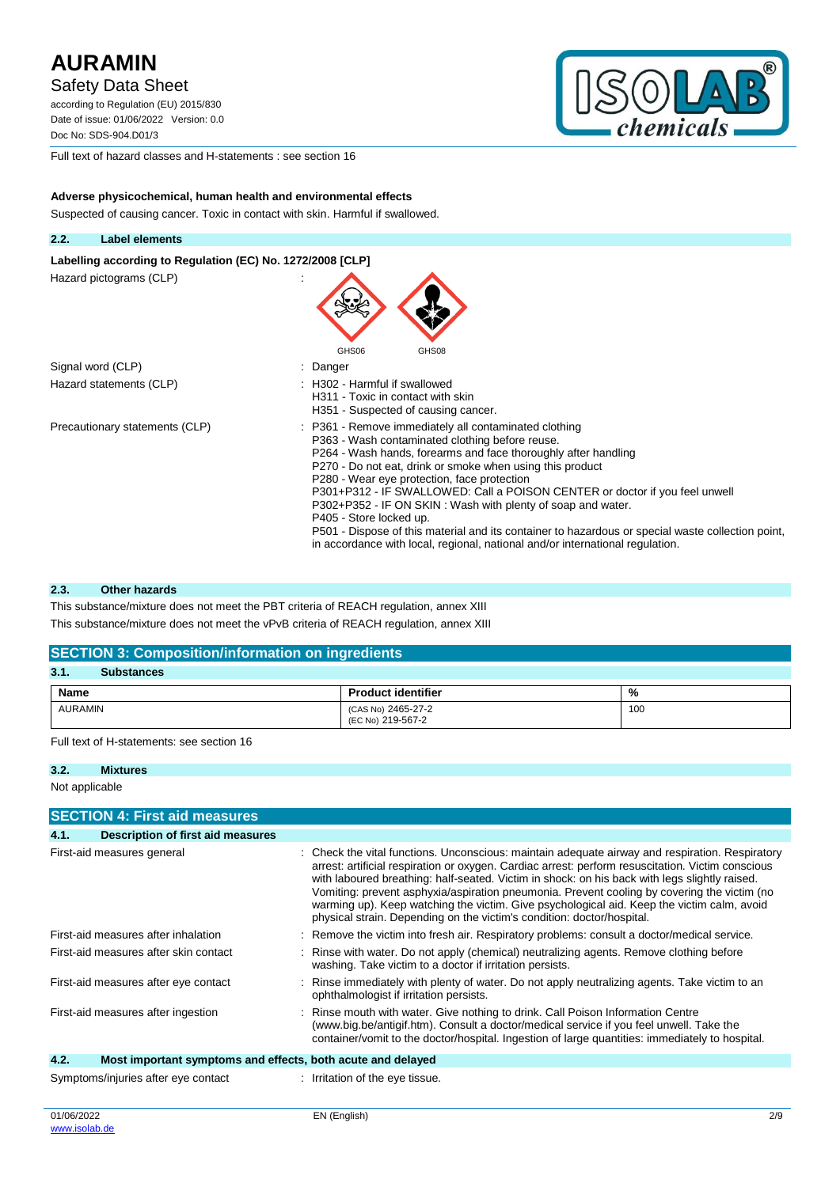Full text of hazard classes and H-statements : see section 16

**Adverse physicochemical, human health and environmental effects**

Suspected of causing cancer. Toxic in contact with skin. Harmful if swallowed.

### 2.2. Label elements

**Labelling according to Regulation (EC) No. 1272/2008 [CLP]**

| | |
|---|---|
| Hazard pictograms (CLP) | : GHS06 GHS08 |
| Signal word (CLP) | : Danger |
| Hazard statements (CLP) | : H302 - Harmful if swallowed<br>H311 - Toxic in contact with skin<br>H351 - Suspected of causing cancer. |
| Precautionary statements (CLP) | : P361 - Remove immediately all contaminated clothing<br>P363 - Wash contaminated clothing before reuse.<br>P264 - Wash hands, forearms and face thoroughly after handling<br>P270 - Do not eat, drink or smoke when using this product<br>P280 - Wear eye protection, face protection<br>P301+P312 - IF SWALLOWED: Call a POISON CENTER or doctor if you feel unwell<br>P302+P352 - IF ON SKIN : Wash with plenty of soap and water.<br>P405 - Store locked up.<br>P501 - Dispose of this material and its container to hazardous or special waste collection point, in accordance with local, regional, national and/or international regulation. |

### 2.3. Other hazards

This substance/mixture does not meet the PBT criteria of REACH regulation, annex XIII

This substance/mixture does not meet the vPvB criteria of REACH regulation, annex XIII

## SECTION 3: Composition/information on ingredients

### 3.1. Substances

| Name | Product identifier | % |
|---|---|---|
| AURAMIN | (CAS No) 2465-27-2<br>(EC No) 219-567-2 | 100 |

Full text of H-statements: see section 16

### 3.2. Mixtures

Not applicable

## SECTION 4: First aid measures

### 4.1. Description of first aid measures

| | |
|---|---|
| First-aid measures general | : Check the vital functions. Unconscious: maintain adequate airway and respiration. Respiratory arrest: artificial respiration or oxygen. Cardiac arrest: perform resuscitation. Victim conscious with laboured breathing: half-seated. Victim in shock: on his back with legs slightly raised. Vomiting: prevent asphyxia/aspiration pneumonia. Prevent cooling by covering the victim (no warming up). Keep watching the victim. Give psychological aid. Keep the victim calm, avoid physical strain. Depending on the victim's condition: doctor/hospital. |
| First-aid measures after inhalation | : Remove the victim into fresh air. Respiratory problems: consult a doctor/medical service. |
| First-aid measures after skin contact | : Rinse with water. Do not apply (chemical) neutralizing agents. Remove clothing before washing. Take victim to a doctor if irritation persists. |
| First-aid measures after eye contact | : Rinse immediately with plenty of water. Do not apply neutralizing agents. Take victim to an ophthalmologist if irritation persists. |
| First-aid measures after ingestion | : Rinse mouth with water. Give nothing to drink. Call Poison Information Centre (www.big.be/antigif.htm). Consult a doctor/medical service if you feel unwell. Take the container/vomit to the doctor/hospital. Ingestion of large quantities: immediately to hospital. |

### 4.2. Most important symptoms and effects, both acute and delayed

| | |
|---|---|
| Symptoms/injuries after eye contact | : Irritation of the eye tissue. |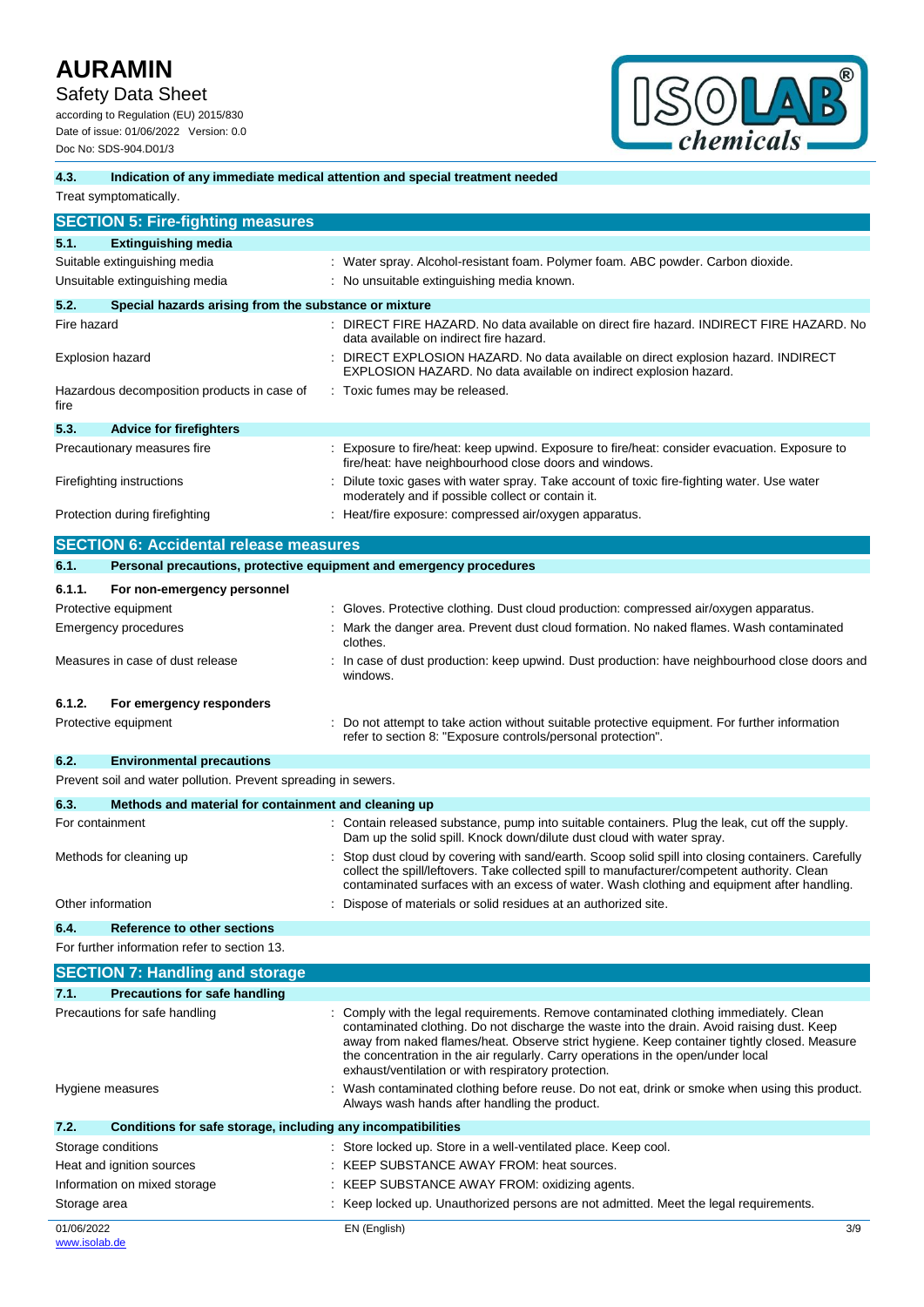### 4.3. Indication of any immediate medical attention and special treatment needed

Treat symptomatically.

## SECTION 5: Fire-fighting measures

### 5.1. Extinguishing media

| | |
|---|---|
| Suitable extinguishing media | : Water spray. Alcohol-resistant foam. Polymer foam. ABC powder. Carbon dioxide. |
| Unsuitable extinguishing media | : No unsuitable extinguishing media known. |

### 5.2. Special hazards arising from the substance or mixture

| | |
|---|---|
| Fire hazard | : DIRECT FIRE HAZARD. No data available on direct fire hazard. INDIRECT FIRE HAZARD. No data available on indirect fire hazard. |
| Explosion hazard | : DIRECT EXPLOSION HAZARD. No data available on direct explosion hazard. INDIRECT EXPLOSION HAZARD. No data available on indirect explosion hazard. |
| Hazardous decomposition products in case of fire | : Toxic fumes may be released. |

### 5.3. Advice for firefighters

| | |
|---|---|
| Precautionary measures fire | : Exposure to fire/heat: keep upwind. Exposure to fire/heat: consider evacuation. Exposure to fire/heat: have neighbourhood close doors and windows. |
| Firefighting instructions | : Dilute toxic gases with water spray. Take account of toxic fire-fighting water. Use water moderately and if possible collect or contain it. |
| Protection during firefighting | : Heat/fire exposure: compressed air/oxygen apparatus. |

## SECTION 6: Accidental release measures

### 6.1. Personal precautions, protective equipment and emergency procedures

#### 6.1.1. For non-emergency personnel

| | |
|---|---|
| Protective equipment | : Gloves. Protective clothing. Dust cloud production: compressed air/oxygen apparatus. |
| Emergency procedures | : Mark the danger area. Prevent dust cloud formation. No naked flames. Wash contaminated clothes. |
| Measures in case of dust release | : In case of dust production: keep upwind. Dust production: have neighbourhood close doors and windows. |

#### 6.1.2. For emergency responders

| | |
|---|---|
| Protective equipment | : Do not attempt to take action without suitable protective equipment. For further information refer to section 8: "Exposure controls/personal protection". |

### 6.2. Environmental precautions

Prevent soil and water pollution. Prevent spreading in sewers.

### 6.3. Methods and material for containment and cleaning up

| | |
|---|---|
| For containment | : Contain released substance, pump into suitable containers. Plug the leak, cut off the supply. Dam up the solid spill. Knock down/dilute dust cloud with water spray. |
| Methods for cleaning up | : Stop dust cloud by covering with sand/earth. Scoop solid spill into closing containers. Carefully collect the spill/leftovers. Take collected spill to manufacturer/competent authority. Clean contaminated surfaces with an excess of water. Wash clothing and equipment after handling. |
| Other information | : Dispose of materials or solid residues at an authorized site. |

### 6.4. Reference to other sections

For further information refer to section 13.

## SECTION 7: Handling and storage

### 7.1. Precautions for safe handling

| | |
|---|---|
| Precautions for safe handling | : Comply with the legal requirements. Remove contaminated clothing immediately. Clean contaminated clothing. Do not discharge the waste into the drain. Avoid raising dust. Keep away from naked flames/heat. Observe strict hygiene. Keep container tightly closed. Measure the concentration in the air regularly. Carry operations in the open/under local exhaust/ventilation or with respiratory protection. |
| Hygiene measures | : Wash contaminated clothing before reuse. Do not eat, drink or smoke when using this product. Always wash hands after handling the product. |

### 7.2. Conditions for safe storage, including any incompatibilities

| | |
|---|---|
| Storage conditions | : Store locked up. Store in a well-ventilated place. Keep cool. |
| Heat and ignition sources | : KEEP SUBSTANCE AWAY FROM: heat sources. |
| Information on mixed storage | : KEEP SUBSTANCE AWAY FROM: oxidizing agents. |
| Storage area | : Keep locked up. Unauthorized persons are not admitted. Meet the legal requirements. |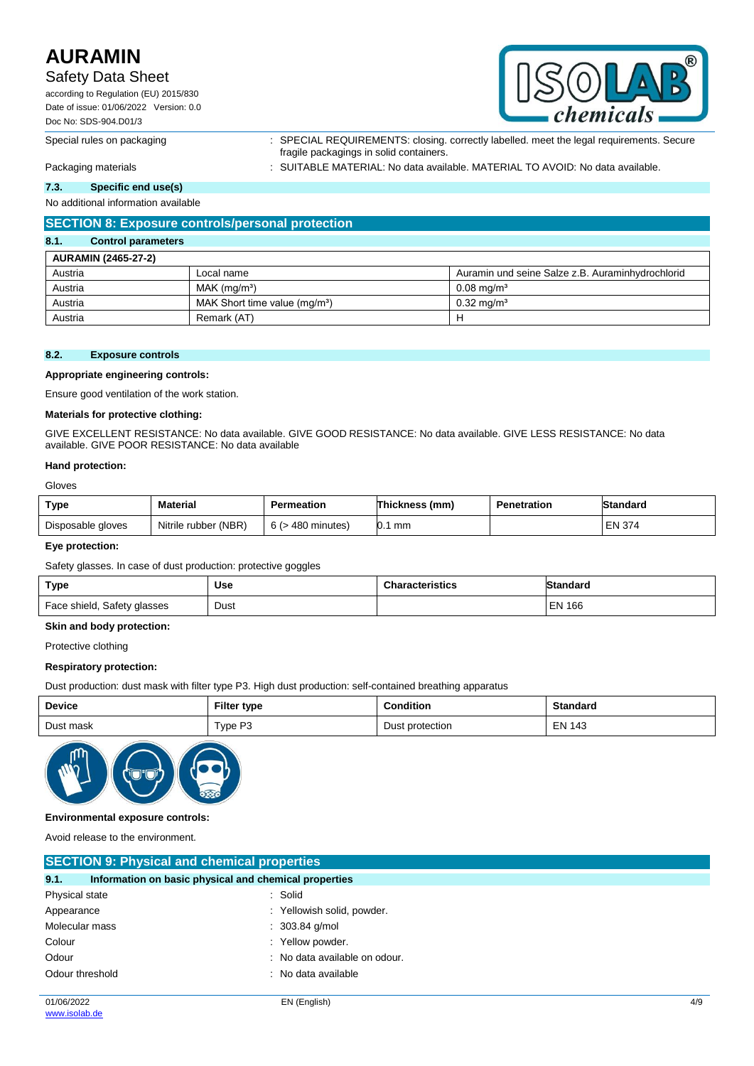Special rules on packaging : SPECIAL REQUIREMENTS: closing. correctly labelled. meet the legal requirements. Secure fragile packagings in solid containers.

Packaging materials : SUITABLE MATERIAL: No data available. MATERIAL TO AVOID: No data available.

### 7.3. Specific end use(s)

No additional information available

## SECTION 8: Exposure controls/personal protection

### 8.1. Control parameters

| AURAMIN (2465-27-2) | | |
|---|---|---|
| Austria | Local name | Auramin und seine Salze z.B. Auraminhydrochlorid |
| Austria | MAK (mg/m³) | 0.08 mg/m³ |
| Austria | MAK Short time value (mg/m³) | 0.32 mg/m³ |
| Austria | Remark (AT) | H |

### 8.2. Exposure controls

**Appropriate engineering controls:**

Ensure good ventilation of the work station.

**Materials for protective clothing:**

GIVE EXCELLENT RESISTANCE: No data available. GIVE GOOD RESISTANCE: No data available. GIVE LESS RESISTANCE: No data available. GIVE POOR RESISTANCE: No data available

**Hand protection:**

Gloves

| Type | Material | Permeation | Thickness (mm) | Penetration | Standard |
|---|---|---|---|---|---|
| Disposable gloves | Nitrile rubber (NBR) | 6 (> 480 minutes) | 0.1 mm | | EN 374 |

**Eye protection:**

Safety glasses. In case of dust production: protective goggles

| Type | Use | Characteristics | Standard |
|---|---|---|---|
| Face shield, Safety glasses | Dust | | EN 166 |

**Skin and body protection:**

Protective clothing

**Respiratory protection:**

Dust production: dust mask with filter type P3. High dust production: self-contained breathing apparatus

| Device | Filter type | Condition | Standard |
|---|---|---|---|
| Dust mask | Type P3 | Dust protection | EN 143 |

**Environmental exposure controls:**

Avoid release to the environment.

## SECTION 9: Physical and chemical properties

### 9.1. Information on basic physical and chemical properties

Physical state : Solid

Appearance : Yellowish solid, powder.

Molecular mass : 303.84 g/mol

Colour : Yellow powder.

Odour : No data available on odour.

Odour threshold : No data available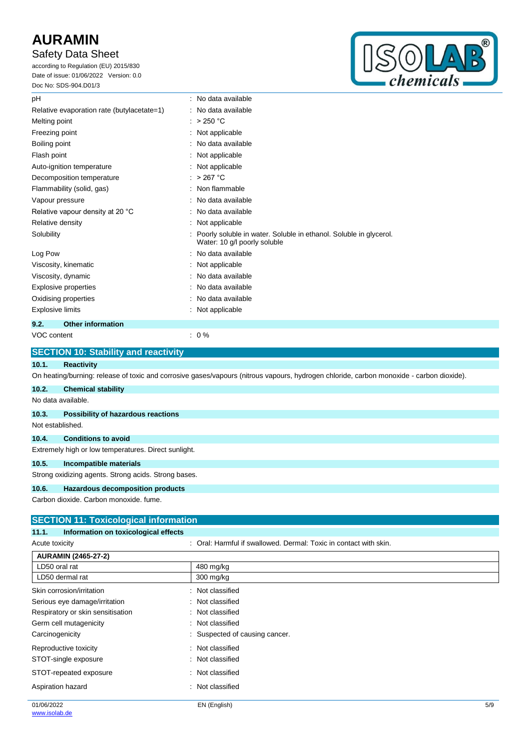| | |
|---|---|
| pH | : No data available |
| Relative evaporation rate (butylacetate=1) | : No data available |
| Melting point | : > 250 °C |
| Freezing point | : Not applicable |
| Boiling point | : No data available |
| Flash point | : Not applicable |
| Auto-ignition temperature | : Not applicable |
| Decomposition temperature | : > 267 °C |
| Flammability (solid, gas) | : Non flammable |
| Vapour pressure | : No data available |
| Relative vapour density at 20 °C | : No data available |
| Relative density | : Not applicable |
| Solubility | : Poorly soluble in water. Soluble in ethanol. Soluble in glycerol. Water: 10 g/l poorly soluble |
| Log Pow | : No data available |
| Viscosity, kinematic | : Not applicable |
| Viscosity, dynamic | : No data available |
| Explosive properties | : No data available |
| Oxidising properties | : No data available |
| Explosive limits | : Not applicable |

### 9.2. Other information

VOC content : 0 %

## SECTION 10: Stability and reactivity

### 10.1. Reactivity

On heating/burning: release of toxic and corrosive gases/vapours (nitrous vapours, hydrogen chloride, carbon monoxide - carbon dioxide).

### 10.2. Chemical stability

No data available.

### 10.3. Possibility of hazardous reactions

Not established.

### 10.4. Conditions to avoid

Extremely high or low temperatures. Direct sunlight.

### 10.5. Incompatible materials

Strong oxidizing agents. Strong acids. Strong bases.

### 10.6. Hazardous decomposition products

Carbon dioxide. Carbon monoxide. fume.

## SECTION 11: Toxicological information

### 11.1. Information on toxicological effects

Acute toxicity : Oral: Harmful if swallowed. Dermal: Toxic in contact with skin.

| AURAMIN (2465-27-2) | |
|---|---|
| LD50 oral rat | 480 mg/kg |
| LD50 dermal rat | 300 mg/kg |

| | |
|---|---|
| Skin corrosion/irritation | : Not classified |
| Serious eye damage/irritation | : Not classified |
| Respiratory or skin sensitisation | : Not classified |
| Germ cell mutagenicity | : Not classified |
| Carcinogenicity | : Suspected of causing cancer. |
| Reproductive toxicity | : Not classified |
| STOT-single exposure | : Not classified |
| STOT-repeated exposure | : Not classified |
| Aspiration hazard | : Not classified |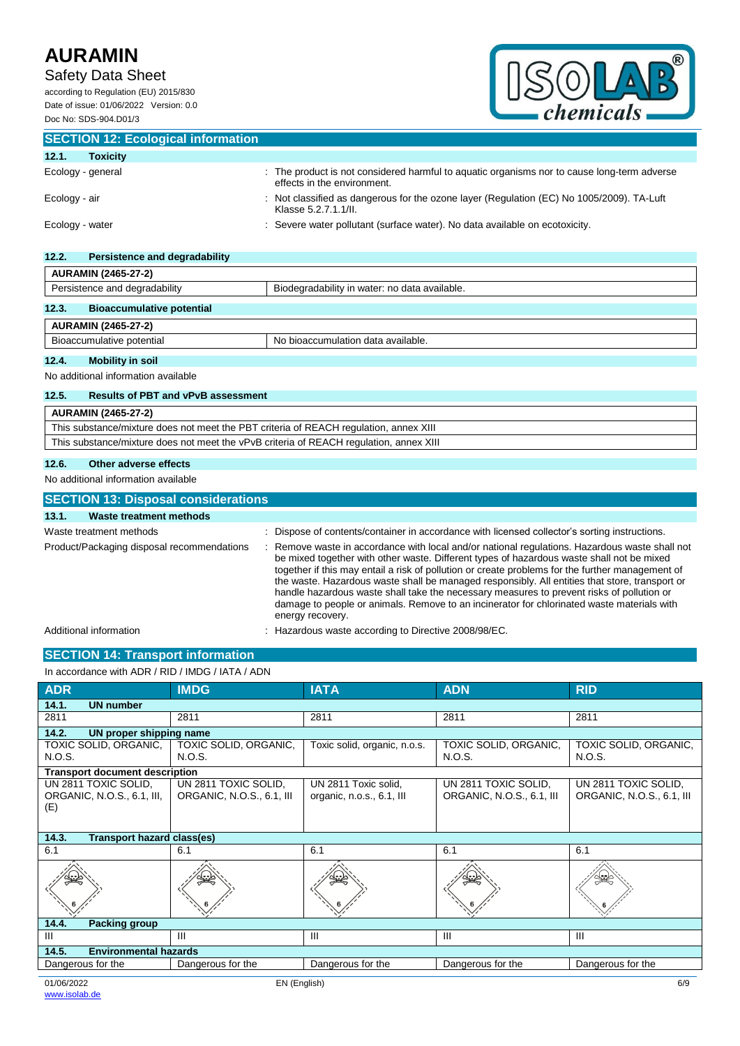## SECTION 12: Ecological information

### 12.1. Toxicity

| | |
|---|---|
| Ecology - general | : The product is not considered harmful to aquatic organisms nor to cause long-term adverse effects in the environment. |
| Ecology - air | : Not classified as dangerous for the ozone layer (Regulation (EC) No 1005/2009). TA-Luft Klasse 5.2.7.1.1/II. |
| Ecology - water | : Severe water pollutant (surface water). No data available on ecotoxicity. |

### 12.2. Persistence and degradability

| AURAMIN (2465-27-2) | |
|---|---|
| Persistence and degradability | Biodegradability in water: no data available. |

### 12.3. Bioaccumulative potential

| AURAMIN (2465-27-2) | |
|---|---|
| Bioaccumulative potential | No bioaccumulation data available. |

### 12.4. Mobility in soil

No additional information available

### 12.5. Results of PBT and vPvB assessment

| AURAMIN (2465-27-2) |
|---|
| This substance/mixture does not meet the PBT criteria of REACH regulation, annex XIII |
| This substance/mixture does not meet the vPvB criteria of REACH regulation, annex XIII |

### 12.6. Other adverse effects

No additional information available

## SECTION 13: Disposal considerations

### 13.1. Waste treatment methods

| | |
|---|---|
| Waste treatment methods | : Dispose of contents/container in accordance with licensed collector's sorting instructions. |
| Product/Packaging disposal recommendations | : Remove waste in accordance with local and/or national regulations. Hazardous waste shall not be mixed together with other waste. Different types of hazardous waste shall not be mixed together if this may entail a risk of pollution or create problems for the further management of the waste. Hazardous waste shall be managed responsibly. All entities that store, transport or handle hazardous waste shall take the necessary measures to prevent risks of pollution or damage to people or animals. Remove to an incinerator for chlorinated waste materials with energy recovery. |
| Additional information | : Hazardous waste according to Directive 2008/98/EC. |

## SECTION 14: Transport information

In accordance with ADR / RID / IMDG / IATA / ADN

| ADR | IMDG | IATA | ADN | RID |
|---|---|---|---|---|
| **14.1. UN number** | | | | |
| 2811 | 2811 | 2811 | 2811 | 2811 |
| **14.2. UN proper shipping name** | | | | |
| TOXIC SOLID, ORGANIC, N.O.S. | TOXIC SOLID, ORGANIC, N.O.S. | Toxic solid, organic, n.o.s. | TOXIC SOLID, ORGANIC, N.O.S. | TOXIC SOLID, ORGANIC, N.O.S. |
| **Transport document description** | | | | |
| UN 2811 TOXIC SOLID, ORGANIC, N.O.S., 6.1, III, (E) | UN 2811 TOXIC SOLID, ORGANIC, N.O.S., 6.1, III | UN 2811 Toxic solid, organic, n.o.s., 6.1, III | UN 2811 TOXIC SOLID, ORGANIC, N.O.S., 6.1, III | UN 2811 TOXIC SOLID, ORGANIC, N.O.S., 6.1, III |
| **14.3. Transport hazard class(es)** | | | | |
| 6.1 | 6.1 | 6.1 | 6.1 | 6.1 |
| **14.4. Packing group** | | | | |
| III | III | III | III | III |
| **14.5. Environmental hazards** | | | | |
| Dangerous for the | Dangerous for the | Dangerous for the | Dangerous for the | Dangerous for the |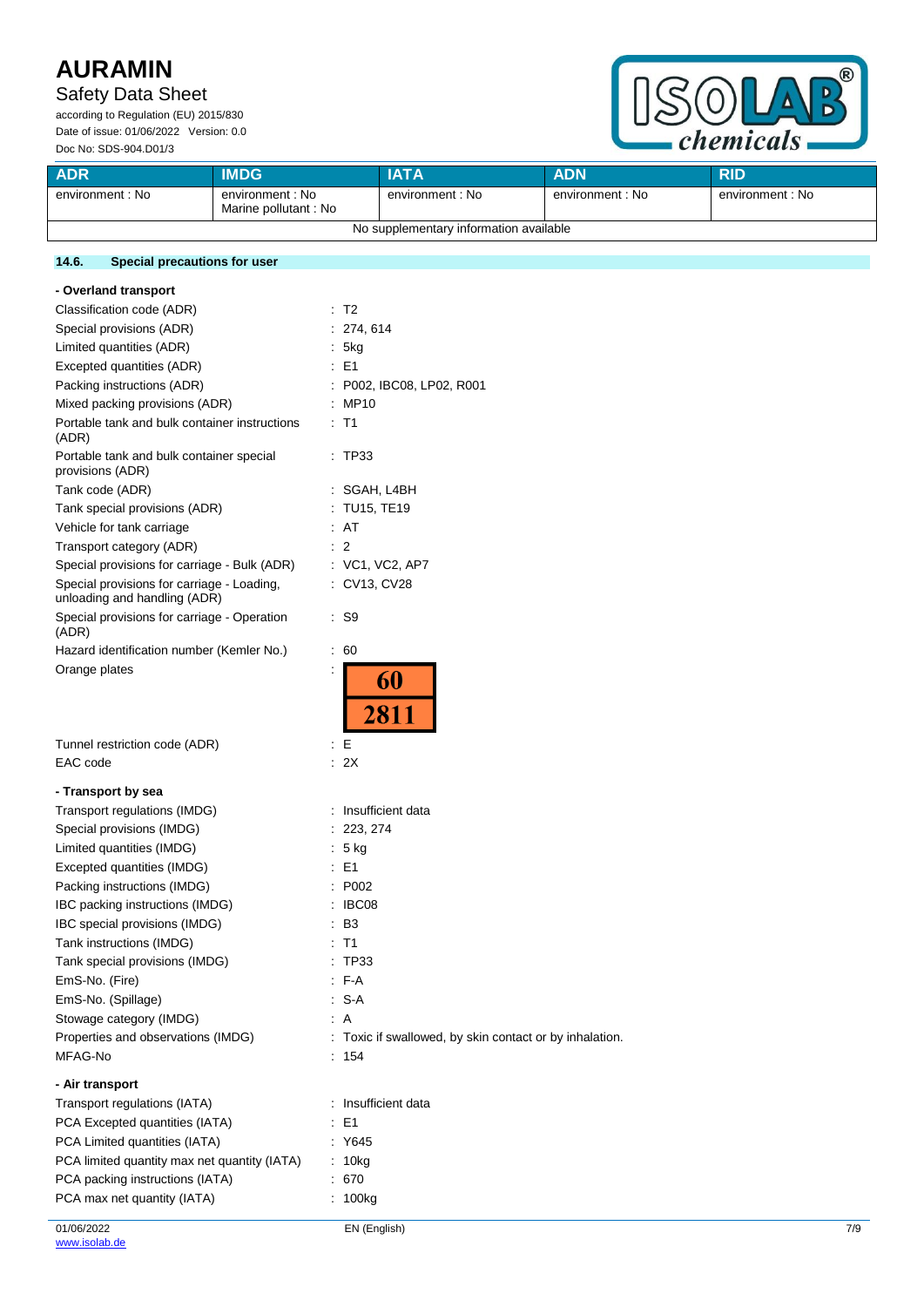| ADR | IMDG | IATA | ADN | RID |
|---|---|---|---|---|
| environment : No | environment : No<br>Marine pollutant : No | environment : No | environment : No | environment : No |
| No supplementary information available | | | | |

### 14.6. Special precautions for user

**- Overland transport**

Classification code (ADR) : T2
Special provisions (ADR) : 274, 614
Limited quantities (ADR) : 5kg
Excepted quantities (ADR) : E1
Packing instructions (ADR) : P002, IBC08, LP02, R001
Mixed packing provisions (ADR) : MP10
Portable tank and bulk container instructions (ADR) : T1
Portable tank and bulk container special provisions (ADR) : TP33
Tank code (ADR) : SGAH, L4BH
Tank special provisions (ADR) : TU15, TE19
Vehicle for tank carriage : AT
Transport category (ADR) : 2
Special provisions for carriage - Bulk (ADR) : VC1, VC2, AP7
Special provisions for carriage - Loading, unloading and handling (ADR) : CV13, CV28
Special provisions for carriage - Operation (ADR) : S9
Hazard identification number (Kemler No.) : 60
Orange plates :

| 60 |
|---|
| 2811 |

Tunnel restriction code (ADR) : E
EAC code : 2X

**- Transport by sea**

Transport regulations (IMDG) : Insufficient data
Special provisions (IMDG) : 223, 274
Limited quantities (IMDG) : 5 kg
Excepted quantities (IMDG) : E1
Packing instructions (IMDG) : P002
IBC packing instructions (IMDG) : IBC08
IBC special provisions (IMDG) : B3
Tank instructions (IMDG) : T1
Tank special provisions (IMDG) : TP33
EmS-No. (Fire) : F-A
EmS-No. (Spillage) : S-A
Stowage category (IMDG) : A
Properties and observations (IMDG) : Toxic if swallowed, by skin contact or by inhalation.
MFAG-No : 154

**- Air transport**

Transport regulations (IATA) : Insufficient data
PCA Excepted quantities (IATA) : E1
PCA Limited quantities (IATA) : Y645
PCA limited quantity max net quantity (IATA) : 10kg
PCA packing instructions (IATA) : 670
PCA max net quantity (IATA) : 100kg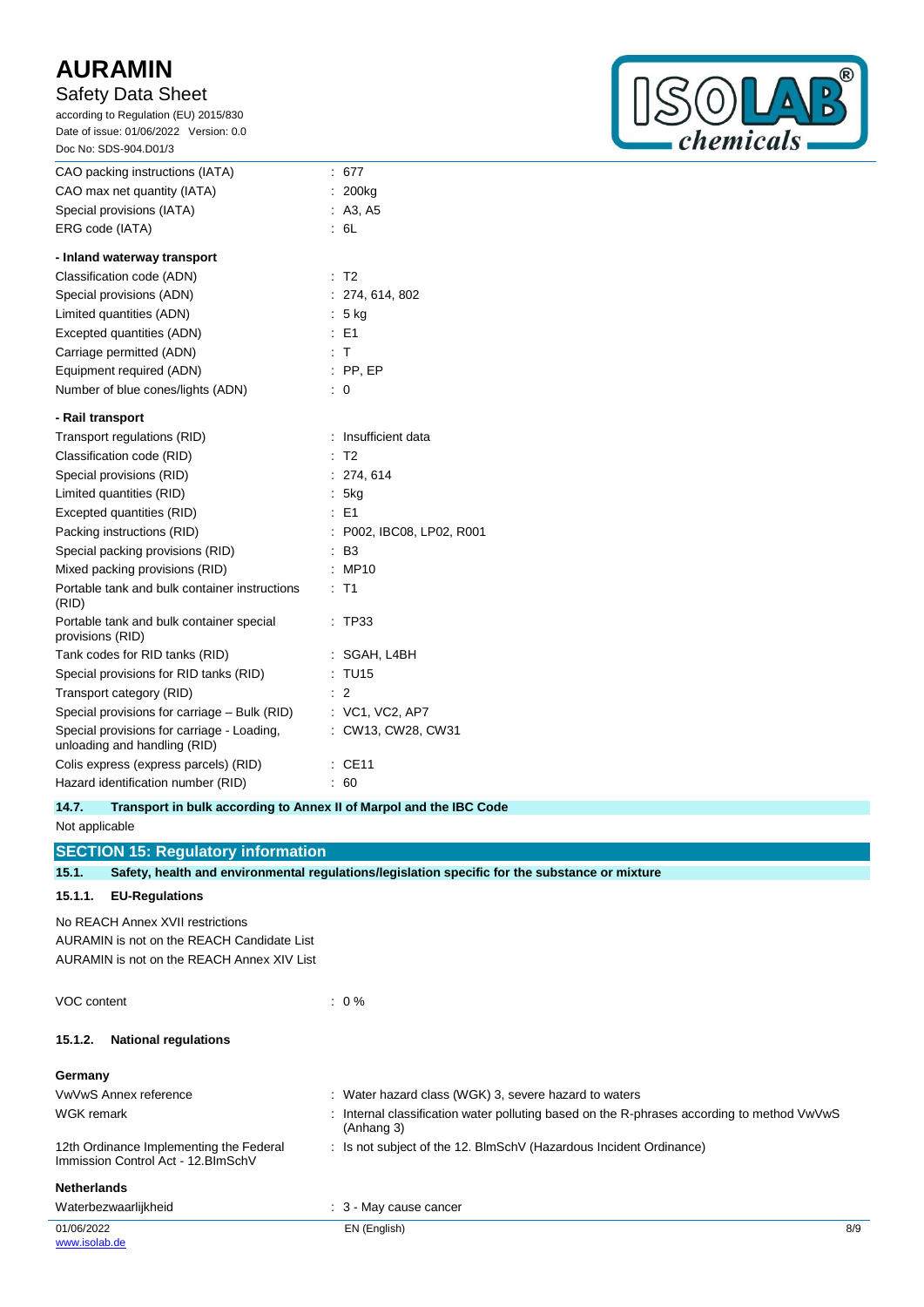| | |
|---|---|
| CAO packing instructions (IATA) | : 677 |
| CAO max net quantity (IATA) | : 200kg |
| Special provisions (IATA) | : A3, A5 |
| ERG code (IATA) | : 6L |

**- Inland waterway transport**

| | |
|---|---|
| Classification code (ADN) | : T2 |
| Special provisions (ADN) | : 274, 614, 802 |
| Limited quantities (ADN) | : 5 kg |
| Excepted quantities (ADN) | : E1 |
| Carriage permitted (ADN) | : T |
| Equipment required (ADN) | : PP, EP |
| Number of blue cones/lights (ADN) | : 0 |

**- Rail transport**

| | |
|---|---|
| Transport regulations (RID) | : Insufficient data |
| Classification code (RID) | : T2 |
| Special provisions (RID) | : 274, 614 |
| Limited quantities (RID) | : 5kg |
| Excepted quantities (RID) | : E1 |
| Packing instructions (RID) | : P002, IBC08, LP02, R001 |
| Special packing provisions (RID) | : B3 |
| Mixed packing provisions (RID) | : MP10 |
| Portable tank and bulk container instructions (RID) | : T1 |
| Portable tank and bulk container special provisions (RID) | : TP33 |
| Tank codes for RID tanks (RID) | : SGAH, L4BH |
| Special provisions for RID tanks (RID) | : TU15 |
| Transport category (RID) | : 2 |
| Special provisions for carriage – Bulk (RID) | : VC1, VC2, AP7 |
| Special provisions for carriage - Loading, unloading and handling (RID) | : CW13, CW28, CW31 |
| Colis express (express parcels) (RID) | : CE11 |
| Hazard identification number (RID) | : 60 |

### 14.7. Transport in bulk according to Annex II of Marpol and the IBC Code

Not applicable

## SECTION 15: Regulatory information

### 15.1. Safety, health and environmental regulations/legislation specific for the substance or mixture

#### 15.1.1. EU-Regulations

No REACH Annex XVII restrictions
AURAMIN is not on the REACH Candidate List
AURAMIN is not on the REACH Annex XIV List

| | |
|---|---|
| VOC content | : 0 % |

#### 15.1.2. National regulations

**Germany**

| | |
|---|---|
| VwVwS Annex reference | : Water hazard class (WGK) 3, severe hazard to waters |
| WGK remark | : Internal classification water polluting based on the R-phrases according to method VwVwS (Anhang 3) |
| 12th Ordinance Implementing the Federal Immission Control Act - 12.BImSchV | : Is not subject of the 12. BlmSchV (Hazardous Incident Ordinance) |

**Netherlands**

| | |
|---|---|
| Waterbezwaarlijkheid | : 3 - May cause cancer |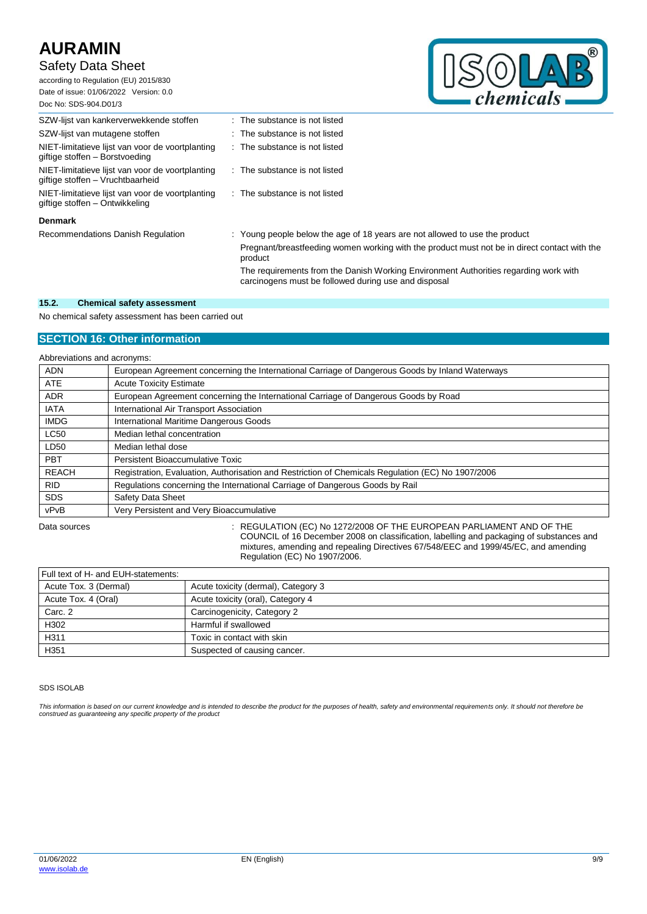| | |
|---|---|
| SZW-lijst van kankerverwekkende stoffen | : The substance is not listed |
| SZW-lijst van mutagene stoffen | : The substance is not listed |
| NIET-limitatieve lijst van voor de voortplanting giftige stoffen – Borstvoeding | : The substance is not listed |
| NIET-limitatieve lijst van voor de voortplanting giftige stoffen – Vruchtbaarheid | : The substance is not listed |
| NIET-limitatieve lijst van voor de voortplanting giftige stoffen – Ontwikkeling | : The substance is not listed |

**Denmark**

Recommendations Danish Regulation : Young people below the age of 18 years are not allowed to use the product

Pregnant/breastfeeding women working with the product must not be in direct contact with the product

The requirements from the Danish Working Environment Authorities regarding work with carcinogens must be followed during use and disposal

### 15.2. Chemical safety assessment

No chemical safety assessment has been carried out

## SECTION 16: Other information

Abbreviations and acronyms:

| | |
|---|---|
| ADN | European Agreement concerning the International Carriage of Dangerous Goods by Inland Waterways |
| ATE | Acute Toxicity Estimate |
| ADR | European Agreement concerning the International Carriage of Dangerous Goods by Road |
| IATA | International Air Transport Association |
| IMDG | International Maritime Dangerous Goods |
| LC50 | Median lethal concentration |
| LD50 | Median lethal dose |
| PBT | Persistent Bioaccumulative Toxic |
| REACH | Registration, Evaluation, Authorisation and Restriction of Chemicals Regulation (EC) No 1907/2006 |
| RID | Regulations concerning the International Carriage of Dangerous Goods by Rail |
| SDS | Safety Data Sheet |
| vPvB | Very Persistent and Very Bioaccumulative |

Data sources : REGULATION (EC) No 1272/2008 OF THE EUROPEAN PARLIAMENT AND OF THE COUNCIL of 16 December 2008 on classification, labelling and packaging of substances and mixtures, amending and repealing Directives 67/548/EEC and 1999/45/EC, and amending Regulation (EC) No 1907/2006.

| Full text of H- and EUH-statements: | |
|---|---|
| Acute Tox. 3 (Dermal) | Acute toxicity (dermal), Category 3 |
| Acute Tox. 4 (Oral) | Acute toxicity (oral), Category 4 |
| Carc. 2 | Carcinogenicity, Category 2 |
| H302 | Harmful if swallowed |
| H311 | Toxic in contact with skin |
| H351 | Suspected of causing cancer. |

SDS ISOLAB

*This information is based on our current knowledge and is intended to describe the product for the purposes of health, safety and environmental requirements only. It should not therefore be construed as guaranteeing any specific property of the product*